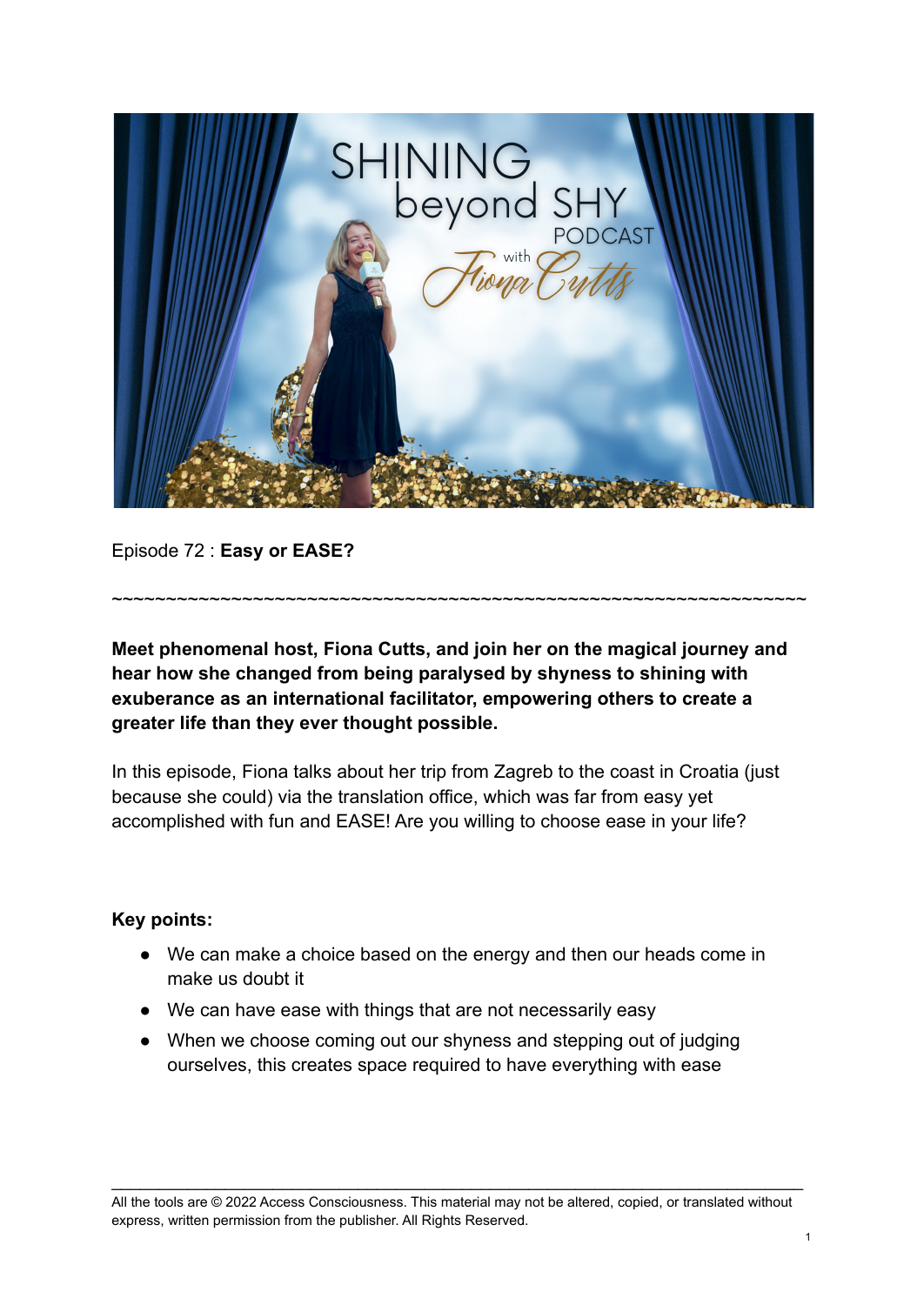Episode 72 : **Easy or EASE?**

~~~~~~~~~~~~~~~~~~~~~~~~~~~~~~~~~~~~~~~~~~~~~~~~~~~~~~~~~~~~~~~~~~

**Meet phenomenal host, Fiona Cutts, and join her on the magical journey and hear how she changed from being paralysed by shyness to shining with exuberance as an international facilitator, empowering others to create a greater life than they ever thought possible.**

In this episode, Fiona talks about her trip from Zagreb to the coast in Croatia (just because she could) via the translation office, which was far from easy yet accomplished with fun and EASE! Are you willing to choose ease in your life?

**Key points:**

- We can make a choice based on the energy and then our heads come in make us doubt it
- We can have ease with things that are not necessarily easy
- When we choose coming out our shyness and stepping out of judging ourselves, this creates space required to have everything with ease

All the tools are © 2022 Access Consciousness. This material may not be altered, copied, or translated without express, written permission from the publisher. All Rights Reserved.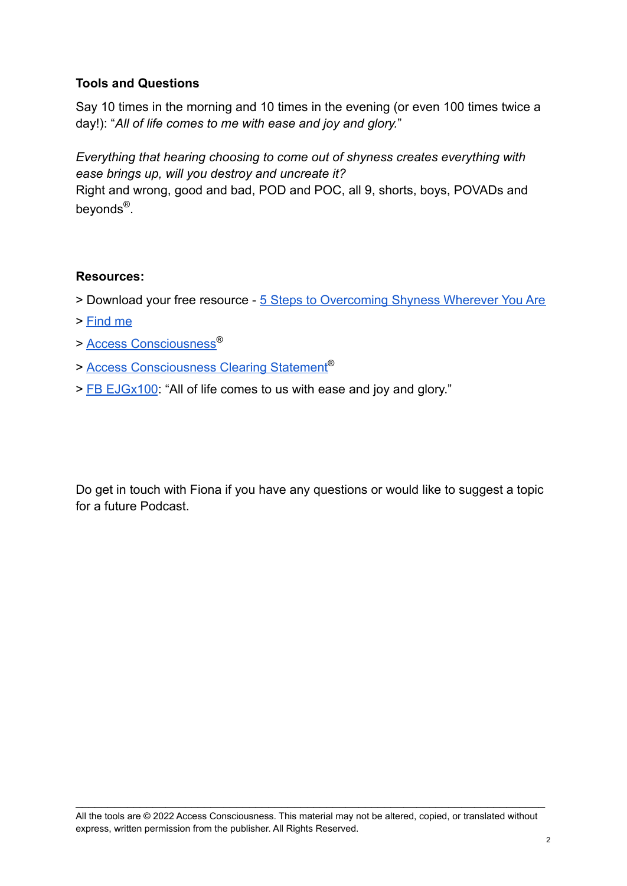**Tools and Questions**

Say 10 times in the morning and 10 times in the evening (or even 100 times twice a day!): "*All of life comes to me with ease and joy and glory.*"

*Everything that hearing choosing to come out of shyness creates everything with ease brings up, will you destroy and uncreate it?*
Right and wrong, good and bad, POD and POC, all 9, shorts, boys, POVADs and beyonds®.

**Resources:**

> Download your free resource - [5 Steps to Overcoming Shyness Wherever You Are]()

> [Find me]()

> [Access Consciousness]()®

> [Access Consciousness Clearing Statement]()®

> [FB EJGx100](): "All of life comes to us with ease and joy and glory."

Do get in touch with Fiona if you have any questions or would like to suggest a topic for a future Podcast.

---

All the tools are © 2022 Access Consciousness. This material may not be altered, copied, or translated without express, written permission from the publisher. All Rights Reserved.